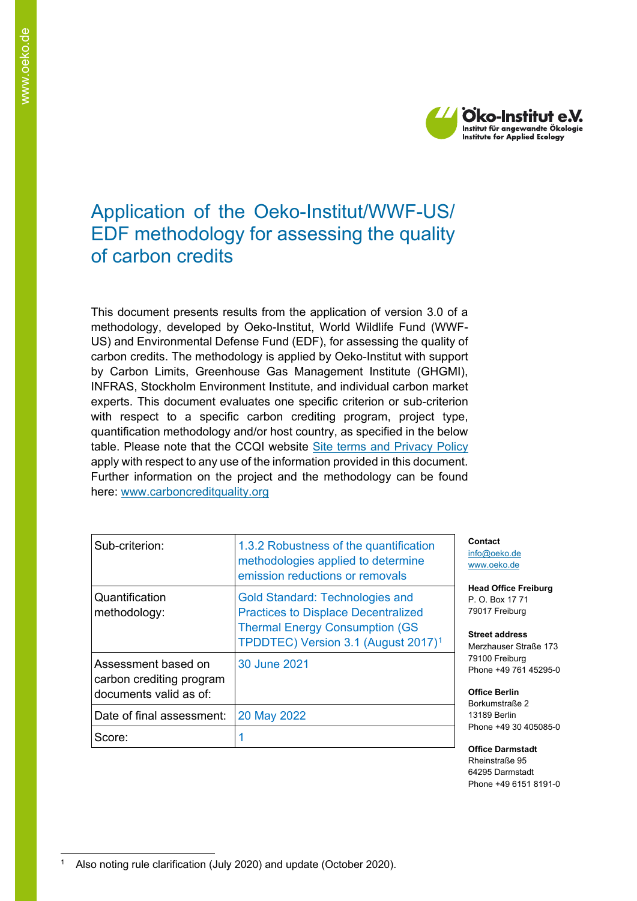# Application of the Oeko-Institut/WWF-US/ EDF methodology for assessing the quality of carbon credits

This document presents results from the application of version 3.0 of a methodology, developed by Oeko-Institut, World Wildlife Fund (WWF-US) and Environmental Defense Fund (EDF), for assessing the quality of carbon credits. The methodology is applied by Oeko-Institut with support by Carbon Limits, Greenhouse Gas Management Institute (GHGMI), INFRAS, Stockholm Environment Institute, and individual carbon market experts. This document evaluates one specific criterion or sub-criterion with respect to a specific carbon crediting program, project type, quantification methodology and/or host country, as specified in the below table. Please note that the CCQI website Site terms and Privacy Policy apply with respect to any use of the information provided in this document. Further information on the project and the methodology can be found here: www.carboncreditquality.org

| | |
|---|---|
| Sub-criterion: | 1.3.2 Robustness of the quantification methodologies applied to determine emission reductions or removals |
| Quantification methodology: | Gold Standard: Technologies and Practices to Displace Decentralized Thermal Energy Consumption (GS TPDDTEC) Version 3.1 (August 2017)[1] |
| Assessment based on carbon crediting program documents valid as of: | 30 June 2021 |
| Date of final assessment: | 20 May 2022 |
| Score: | 1 |

**Contact**
info@oeko.de
www.oeko.de

**Head Office Freiburg**
P. O. Box 17 71
79017 Freiburg

**Street address**
Merzhauser Straße 173
79100 Freiburg
Phone +49 761 45295-0

**Office Berlin**
Borkumstraße 2
13189 Berlin
Phone +49 30 405085-0

**Office Darmstadt**
Rheinstraße 95
64295 Darmstadt
Phone +49 6151 8191-0

[1] Also noting rule clarification (July 2020) and update (October 2020).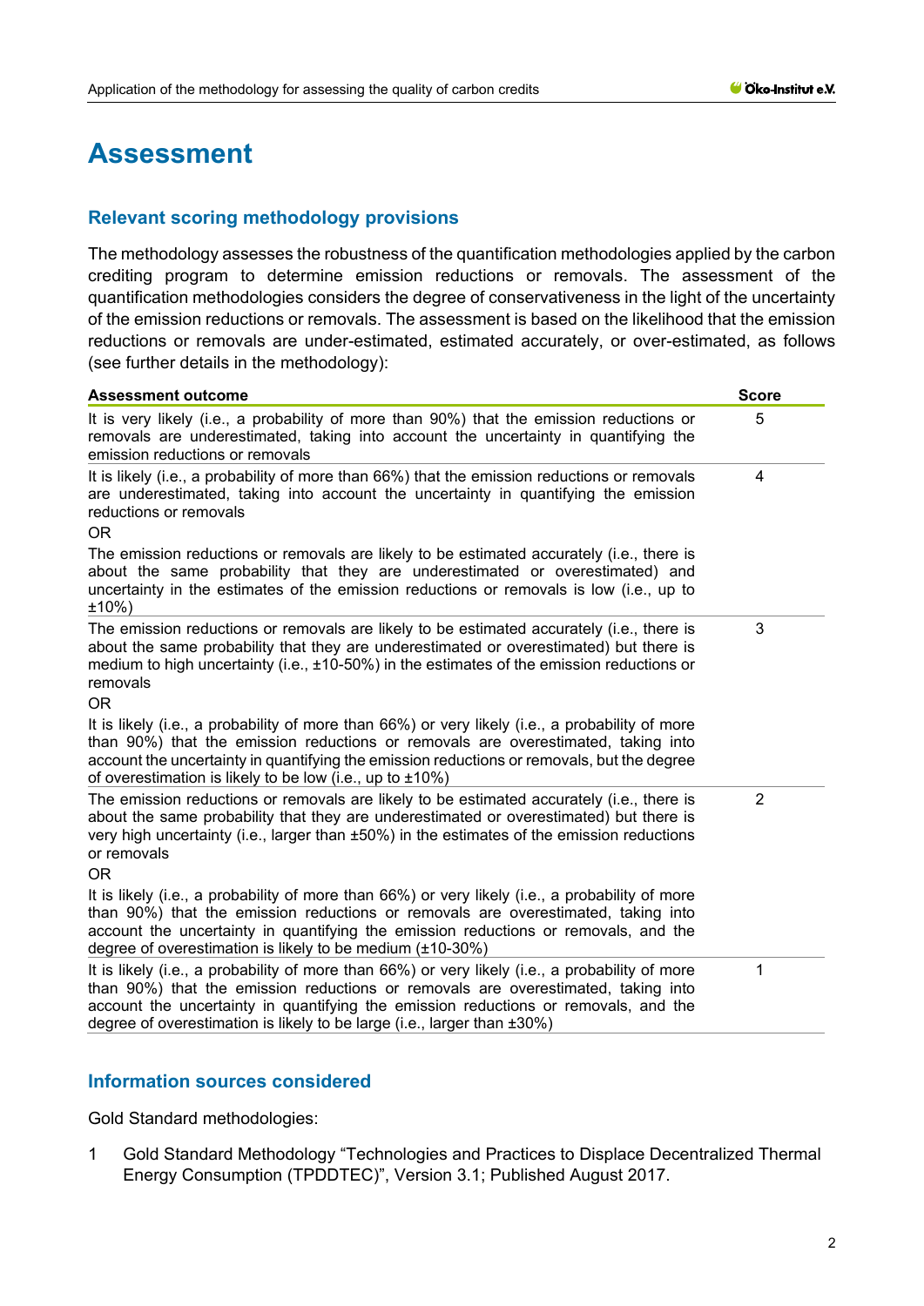# Assessment

## Relevant scoring methodology provisions

The methodology assesses the robustness of the quantification methodologies applied by the carbon crediting program to determine emission reductions or removals. The assessment of the quantification methodologies considers the degree of conservativeness in the light of the uncertainty of the emission reductions or removals. The assessment is based on the likelihood that the emission reductions or removals are under-estimated, estimated accurately, or over-estimated, as follows (see further details in the methodology):

| Assessment outcome | Score |
|---|---|
| It is very likely (i.e., a probability of more than 90%) that the emission reductions or removals are underestimated, taking into account the uncertainty in quantifying the emission reductions or removals | 5 |
| It is likely (i.e., a probability of more than 66%) that the emission reductions or removals are underestimated, taking into account the uncertainty in quantifying the emission reductions or removals<br>OR<br>The emission reductions or removals are likely to be estimated accurately (i.e., there is about the same probability that they are underestimated or overestimated) and uncertainty in the estimates of the emission reductions or removals is low (i.e., up to ±10%) | 4 |
| The emission reductions or removals are likely to be estimated accurately (i.e., there is about the same probability that they are underestimated or overestimated) but there is medium to high uncertainty (i.e., ±10-50%) in the estimates of the emission reductions or removals<br>OR<br>It is likely (i.e., a probability of more than 66%) or very likely (i.e., a probability of more than 90%) that the emission reductions or removals are overestimated, taking into account the uncertainty in quantifying the emission reductions or removals, but the degree of overestimation is likely to be low (i.e., up to ±10%) | 3 |
| The emission reductions or removals are likely to be estimated accurately (i.e., there is about the same probability that they are underestimated or overestimated) but there is very high uncertainty (i.e., larger than ±50%) in the estimates of the emission reductions or removals<br>OR<br>It is likely (i.e., a probability of more than 66%) or very likely (i.e., a probability of more than 90%) that the emission reductions or removals are overestimated, taking into account the uncertainty in quantifying the emission reductions or removals, and the degree of overestimation is likely to be medium (±10-30%) | 2 |
| It is likely (i.e., a probability of more than 66%) or very likely (i.e., a probability of more than 90%) that the emission reductions or removals are overestimated, taking into account the uncertainty in quantifying the emission reductions or removals, and the degree of overestimation is likely to be large (i.e., larger than ±30%) | 1 |

## Information sources considered

Gold Standard methodologies:

1 Gold Standard Methodology "Technologies and Practices to Displace Decentralized Thermal Energy Consumption (TPDDTEC)", Version 3.1; Published August 2017.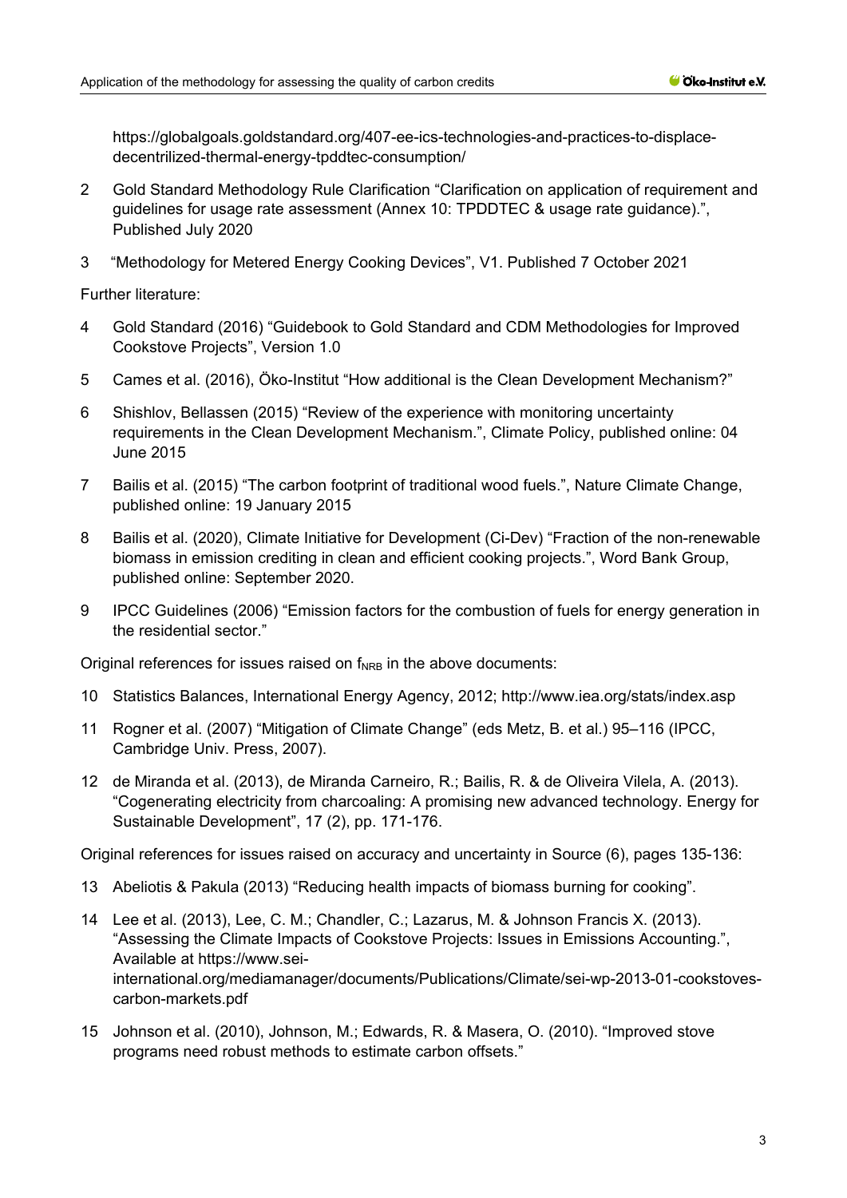https://globalgoals.goldstandard.org/407-ee-ics-technologies-and-practices-to-displace-decentrilized-thermal-energy-tpddtec-consumption/

2 Gold Standard Methodology Rule Clarification "Clarification on application of requirement and guidelines for usage rate assessment (Annex 10: TPDDTEC & usage rate guidance).", Published July 2020

3 "Methodology for Metered Energy Cooking Devices", V1. Published 7 October 2021

Further literature:

4 Gold Standard (2016) "Guidebook to Gold Standard and CDM Methodologies for Improved Cookstove Projects", Version 1.0

5 Cames et al. (2016), Öko-Institut "How additional is the Clean Development Mechanism?"

6 Shishlov, Bellassen (2015) "Review of the experience with monitoring uncertainty requirements in the Clean Development Mechanism.", Climate Policy, published online: 04 June 2015

7 Bailis et al. (2015) "The carbon footprint of traditional wood fuels.", Nature Climate Change, published online: 19 January 2015

8 Bailis et al. (2020), Climate Initiative for Development (Ci-Dev) "Fraction of the non-renewable biomass in emission crediting in clean and efficient cooking projects.", Word Bank Group, published online: September 2020.

9 IPCC Guidelines (2006) "Emission factors for the combustion of fuels for energy generation in the residential sector."

Original references for issues raised on $f_{NRB}$ in the above documents:

10 Statistics Balances, International Energy Agency, 2012; http://www.iea.org/stats/index.asp

11 Rogner et al. (2007) "Mitigation of Climate Change" (eds Metz, B. et al.) 95–116 (IPCC, Cambridge Univ. Press, 2007).

12 de Miranda et al. (2013), de Miranda Carneiro, R.; Bailis, R. & de Oliveira Vilela, A. (2013). "Cogenerating electricity from charcoaling: A promising new advanced technology. Energy for Sustainable Development", 17 (2), pp. 171-176.

Original references for issues raised on accuracy and uncertainty in Source (6), pages 135-136:

13 Abeliotis & Pakula (2013) "Reducing health impacts of biomass burning for cooking".

14 Lee et al. (2013), Lee, C. M.; Chandler, C.; Lazarus, M. & Johnson Francis X. (2013). "Assessing the Climate Impacts of Cookstove Projects: Issues in Emissions Accounting.", Available at https://www.sei-international.org/mediamanager/documents/Publications/Climate/sei-wp-2013-01-cookstoves-carbon-markets.pdf

15 Johnson et al. (2010), Johnson, M.; Edwards, R. & Masera, O. (2010). "Improved stove programs need robust methods to estimate carbon offsets."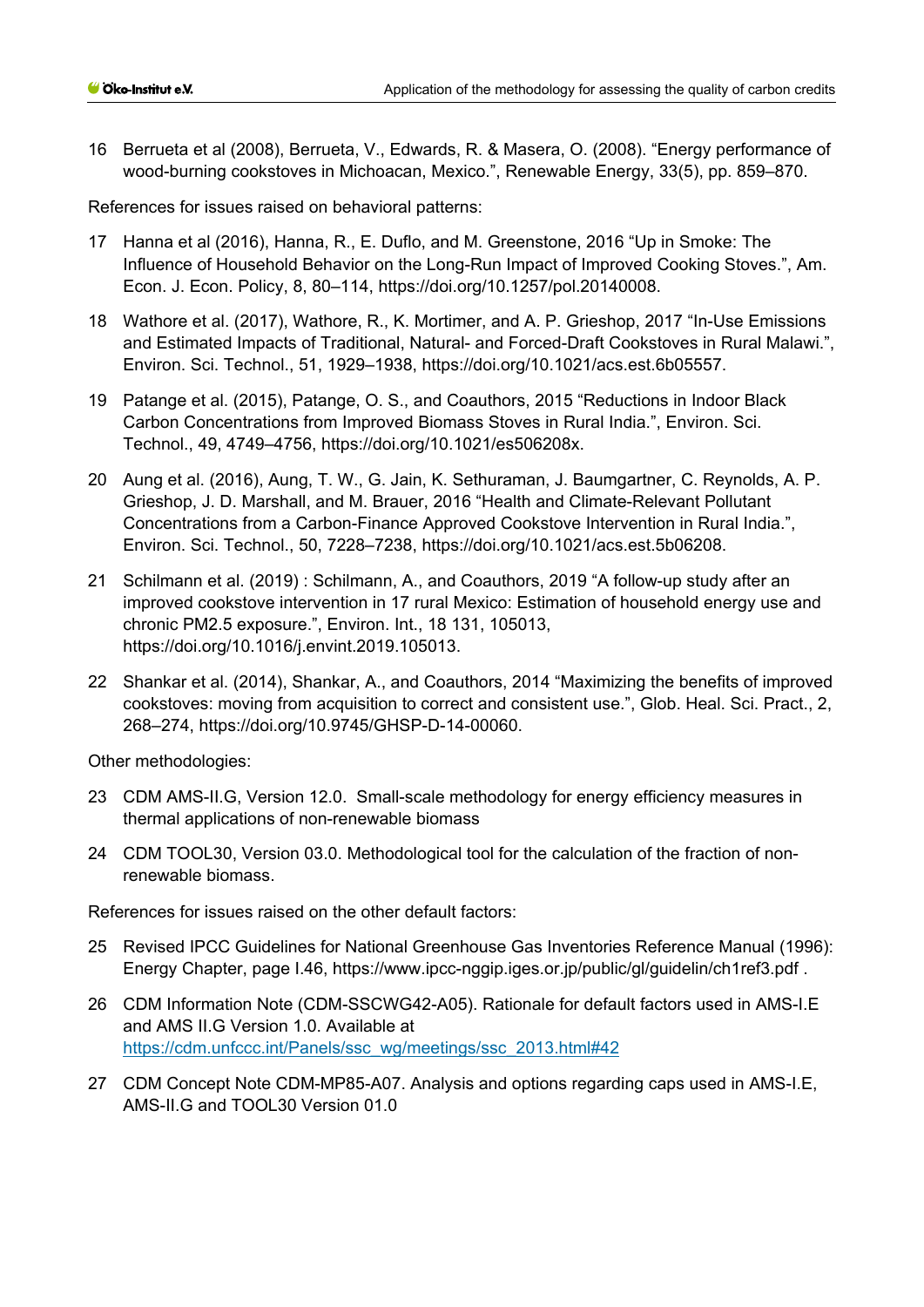16 Berrueta et al (2008), Berrueta, V., Edwards, R. & Masera, O. (2008). “Energy performance of wood-burning cookstoves in Michoacan, Mexico.”, Renewable Energy, 33(5), pp. 859–870.

References for issues raised on behavioral patterns:

17 Hanna et al (2016), Hanna, R., E. Duflo, and M. Greenstone, 2016 “Up in Smoke: The Influence of Household Behavior on the Long-Run Impact of Improved Cooking Stoves.”, Am. Econ. J. Econ. Policy, 8, 80–114, https://doi.org/10.1257/pol.20140008.

18 Wathore et al. (2017), Wathore, R., K. Mortimer, and A. P. Grieshop, 2017 “In-Use Emissions and Estimated Impacts of Traditional, Natural- and Forced-Draft Cookstoves in Rural Malawi.”, Environ. Sci. Technol., 51, 1929–1938, https://doi.org/10.1021/acs.est.6b05557.

19 Patange et al. (2015), Patange, O. S., and Coauthors, 2015 “Reductions in Indoor Black Carbon Concentrations from Improved Biomass Stoves in Rural India.”, Environ. Sci. Technol., 49, 4749–4756, https://doi.org/10.1021/es506208x.

20 Aung et al. (2016), Aung, T. W., G. Jain, K. Sethuraman, J. Baumgartner, C. Reynolds, A. P. Grieshop, J. D. Marshall, and M. Brauer, 2016 “Health and Climate-Relevant Pollutant Concentrations from a Carbon-Finance Approved Cookstove Intervention in Rural India.”, Environ. Sci. Technol., 50, 7228–7238, https://doi.org/10.1021/acs.est.5b06208.

21 Schilmann et al. (2019) : Schilmann, A., and Coauthors, 2019 “A follow-up study after an improved cookstove intervention in 17 rural Mexico: Estimation of household energy use and chronic PM2.5 exposure.”, Environ. Int., 18 131, 105013, https://doi.org/10.1016/j.envint.2019.105013.

22 Shankar et al. (2014), Shankar, A., and Coauthors, 2014 “Maximizing the benefits of improved cookstoves: moving from acquisition to correct and consistent use.”, Glob. Heal. Sci. Pract., 2, 268–274, https://doi.org/10.9745/GHSP-D-14-00060.

Other methodologies:

23 CDM AMS-II.G, Version 12.0. Small-scale methodology for energy efficiency measures in thermal applications of non-renewable biomass

24 CDM TOOL30, Version 03.0. Methodological tool for the calculation of the fraction of non-renewable biomass.

References for issues raised on the other default factors:

25 Revised IPCC Guidelines for National Greenhouse Gas Inventories Reference Manual (1996): Energy Chapter, page I.46, https://www.ipcc-nggip.iges.or.jp/public/gl/guidelin/ch1ref3.pdf .

26 CDM Information Note (CDM-SSCWG42-A05). Rationale for default factors used in AMS-I.E and AMS II.G Version 1.0. Available at https://cdm.unfccc.int/Panels/ssc_wg/meetings/ssc_2013.html#42

27 CDM Concept Note CDM-MP85-A07. Analysis and options regarding caps used in AMS-I.E, AMS-II.G and TOOL30 Version 01.0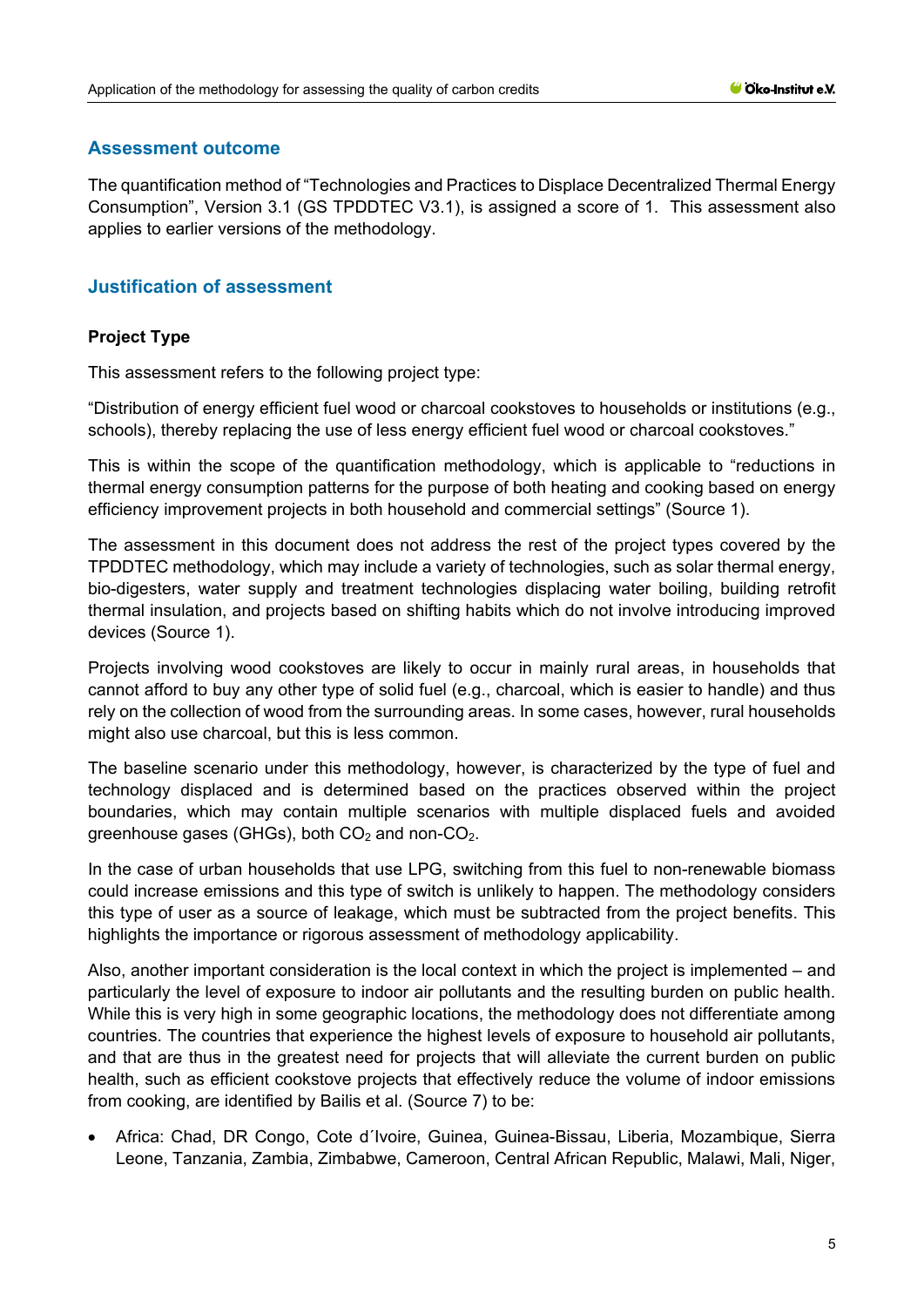## Assessment outcome

The quantification method of "Technologies and Practices to Displace Decentralized Thermal Energy Consumption", Version 3.1 (GS TPDDTEC V3.1), is assigned a score of 1. This assessment also applies to earlier versions of the methodology.

## Justification of assessment

### Project Type

This assessment refers to the following project type:

"Distribution of energy efficient fuel wood or charcoal cookstoves to households or institutions (e.g., schools), thereby replacing the use of less energy efficient fuel wood or charcoal cookstoves."

This is within the scope of the quantification methodology, which is applicable to "reductions in thermal energy consumption patterns for the purpose of both heating and cooking based on energy efficiency improvement projects in both household and commercial settings" (Source 1).

The assessment in this document does not address the rest of the project types covered by the TPDDTEC methodology, which may include a variety of technologies, such as solar thermal energy, bio-digesters, water supply and treatment technologies displacing water boiling, building retrofit thermal insulation, and projects based on shifting habits which do not involve introducing improved devices (Source 1).

Projects involving wood cookstoves are likely to occur in mainly rural areas, in households that cannot afford to buy any other type of solid fuel (e.g., charcoal, which is easier to handle) and thus rely on the collection of wood from the surrounding areas. In some cases, however, rural households might also use charcoal, but this is less common.

The baseline scenario under this methodology, however, is characterized by the type of fuel and technology displaced and is determined based on the practices observed within the project boundaries, which may contain multiple scenarios with multiple displaced fuels and avoided greenhouse gases (GHGs), both $CO_2$ and non-$CO_2$.

In the case of urban households that use LPG, switching from this fuel to non-renewable biomass could increase emissions and this type of switch is unlikely to happen. The methodology considers this type of user as a source of leakage, which must be subtracted from the project benefits. This highlights the importance or rigorous assessment of methodology applicability.

Also, another important consideration is the local context in which the project is implemented – and particularly the level of exposure to indoor air pollutants and the resulting burden on public health. While this is very high in some geographic locations, the methodology does not differentiate among countries. The countries that experience the highest levels of exposure to household air pollutants, and that are thus in the greatest need for projects that will alleviate the current burden on public health, such as efficient cookstove projects that effectively reduce the volume of indoor emissions from cooking, are identified by Bailis et al. (Source 7) to be:

- Africa: Chad, DR Congo, Cote d´Ivoire, Guinea, Guinea-Bissau, Liberia, Mozambique, Sierra Leone, Tanzania, Zambia, Zimbabwe, Cameroon, Central African Republic, Malawi, Mali, Niger,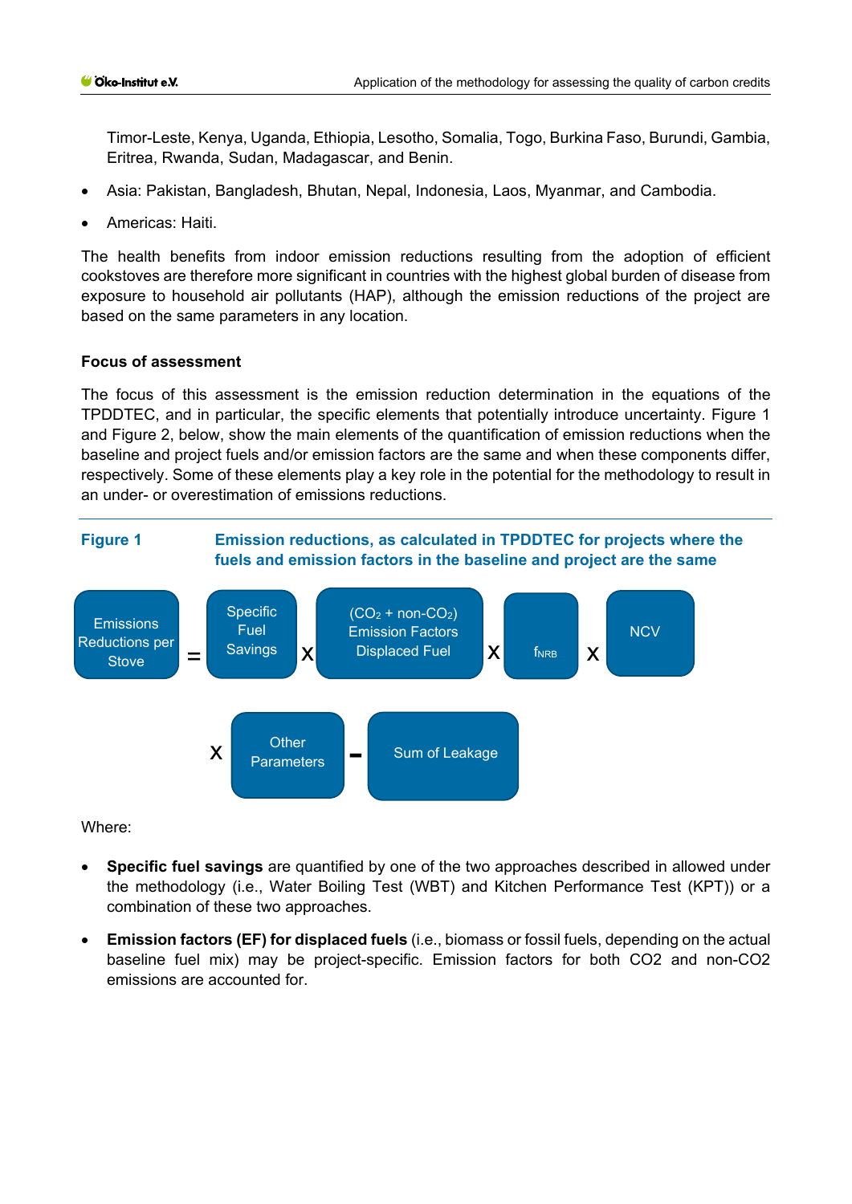Timor-Leste, Kenya, Uganda, Ethiopia, Lesotho, Somalia, Togo, Burkina Faso, Burundi, Gambia, Eritrea, Rwanda, Sudan, Madagascar, and Benin.

- Asia: Pakistan, Bangladesh, Bhutan, Nepal, Indonesia, Laos, Myanmar, and Cambodia.
- Americas: Haiti.

The health benefits from indoor emission reductions resulting from the adoption of efficient cookstoves are therefore more significant in countries with the highest global burden of disease from exposure to household air pollutants (HAP), although the emission reductions of the project are based on the same parameters in any location.

**Focus of assessment**

The focus of this assessment is the emission reduction determination in the equations of the TPDDTEC, and in particular, the specific elements that potentially introduce uncertainty. Figure 1 and Figure 2, below, show the main elements of the quantification of emission reductions when the baseline and project fuels and/or emission factors are the same and when these components differ, respectively. Some of these elements play a key role in the potential for the methodology to result in an under- or overestimation of emissions reductions.

**Figure 1 Emission reductions, as calculated in TPDDTEC for projects where the fuels and emission factors in the baseline and project are the same**

Emissions Reductions per Stove = Specific Fuel Savings X ($CO_2$ + non-$CO_2$) Emission Factors Displaced Fuel X $f_{NRB}$ X NCV X Other Parameters - Sum of Leakage

Where:

- **Specific fuel savings** are quantified by one of the two approaches described in allowed under the methodology (i.e., Water Boiling Test (WBT) and Kitchen Performance Test (KPT)) or a combination of these two approaches.
- **Emission factors (EF) for displaced fuels** (i.e., biomass or fossil fuels, depending on the actual baseline fuel mix) may be project-specific. Emission factors for both CO2 and non-CO2 emissions are accounted for.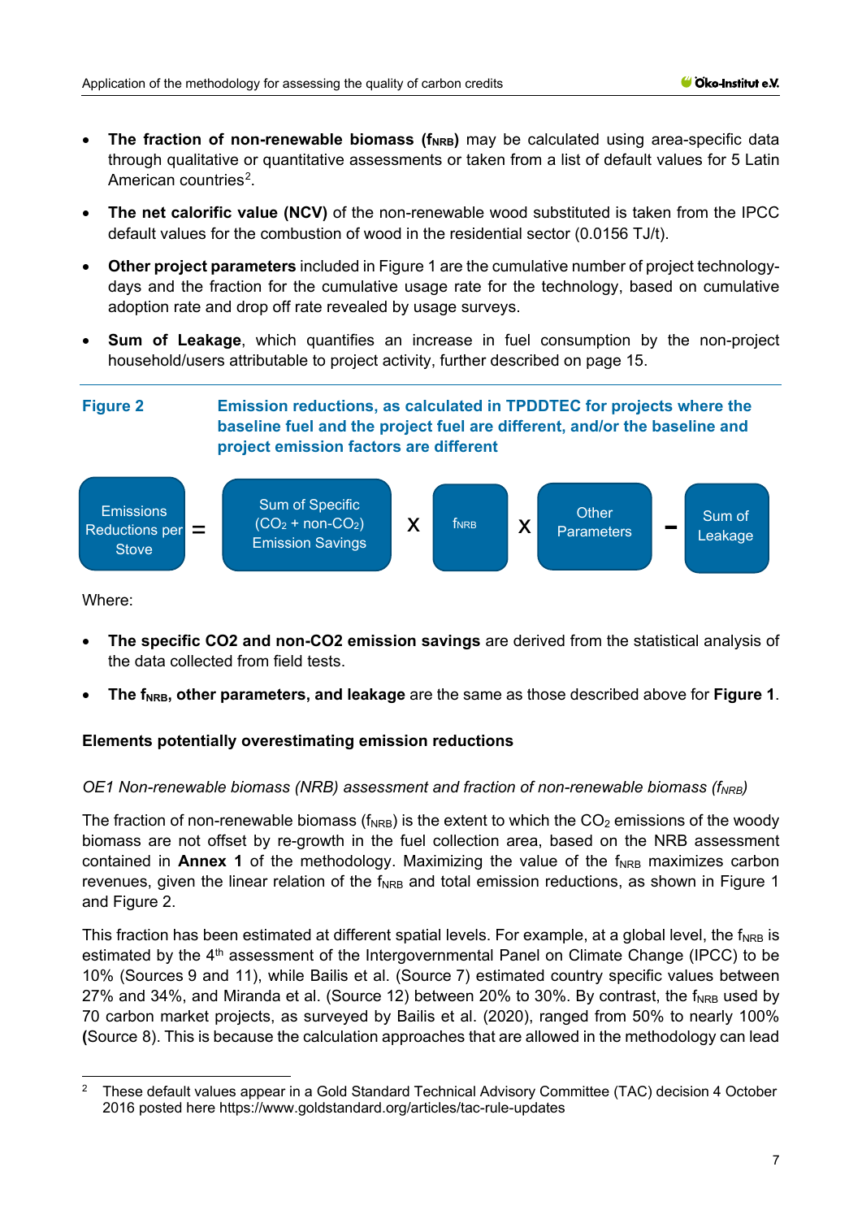- **The fraction of non-renewable biomass ($f_{NRB}$)** may be calculated using area-specific data through qualitative or quantitative assessments or taken from a list of default values for 5 Latin American countries[2].
- **The net calorific value (NCV)** of the non-renewable wood substituted is taken from the IPCC default values for the combustion of wood in the residential sector (0.0156 TJ/t).
- **Other project parameters** included in Figure 1 are the cumulative number of project technology-days and the fraction for the cumulative usage rate for the technology, based on cumulative adoption rate and drop off rate revealed by usage surveys.
- **Sum of Leakage**, which quantifies an increase in fuel consumption by the non-project household/users attributable to project activity, further described on page 15.

**Figure 2** Emission reductions, as calculated in TPDDTEC for projects where the baseline fuel and the project fuel are different, and/or the baseline and project emission factors are different

Emissions Reductions per Stove = Sum of Specific ($CO_2$ + non-$CO_2$) Emission Savings X $f_{NRB}$ X Other Parameters − Sum of Leakage

Where:

- **The specific CO2 and non-CO2 emission savings** are derived from the statistical analysis of the data collected from field tests.
- **The $f_{NRB}$, other parameters, and leakage** are the same as those described above for **Figure 1**.

**Elements potentially overestimating emission reductions**

*OE1 Non-renewable biomass (NRB) assessment and fraction of non-renewable biomass ($f_{NRB}$)*

The fraction of non-renewable biomass ($f_{NRB}$) is the extent to which the $CO_2$ emissions of the woody biomass are not offset by re-growth in the fuel collection area, based on the NRB assessment contained in **Annex 1** of the methodology. Maximizing the value of the $f_{NRB}$ maximizes carbon revenues, given the linear relation of the $f_{NRB}$ and total emission reductions, as shown in Figure 1 and Figure 2.

This fraction has been estimated at different spatial levels. For example, at a global level, the $f_{NRB}$ is estimated by the 4th assessment of the Intergovernmental Panel on Climate Change (IPCC) to be 10% (Sources 9 and 11), while Bailis et al. (Source 7) estimated country specific values between 27% and 34%, and Miranda et al. (Source 12) between 20% to 30%. By contrast, the $f_{NRB}$ used by 70 carbon market projects, as surveyed by Bailis et al. (2020), ranged from 50% to nearly 100% (Source 8). This is because the calculation approaches that are allowed in the methodology can lead

[2] These default values appear in a Gold Standard Technical Advisory Committee (TAC) decision 4 October 2016 posted here https://www.goldstandard.org/articles/tac-rule-updates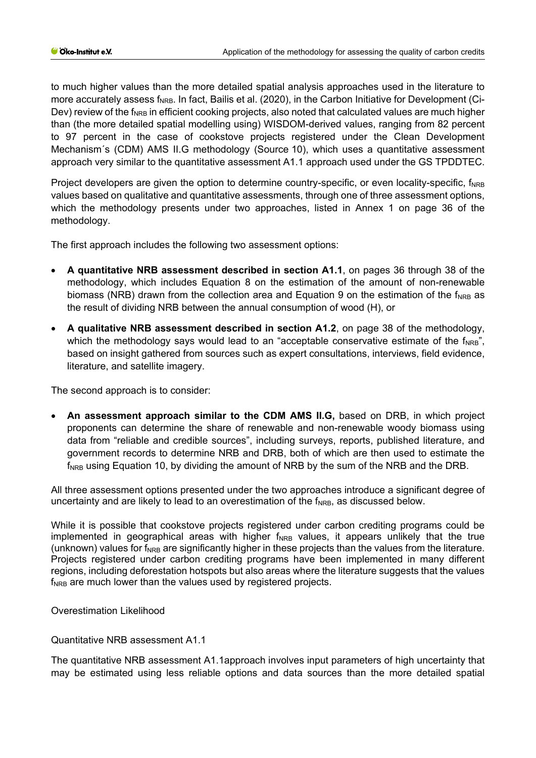to much higher values than the more detailed spatial analysis approaches used in the literature to more accurately assess $f_{NRB}$. In fact, Bailis et al. (2020), in the Carbon Initiative for Development (Ci-Dev) review of the $f_{NRB}$ in efficient cooking projects, also noted that calculated values are much higher than (the more detailed spatial modelling using) WISDOM-derived values, ranging from 82 percent to 97 percent in the case of cookstove projects registered under the Clean Development Mechanism´s (CDM) AMS II.G methodology (Source 10), which uses a quantitative assessment approach very similar to the quantitative assessment A1.1 approach used under the GS TPDDTEC.

Project developers are given the option to determine country-specific, or even locality-specific, $f_{NRB}$ values based on qualitative and quantitative assessments, through one of three assessment options, which the methodology presents under two approaches, listed in Annex 1 on page 36 of the methodology.

The first approach includes the following two assessment options:

- **A quantitative NRB assessment described in section A1.1**, on pages 36 through 38 of the methodology, which includes Equation 8 on the estimation of the amount of non-renewable biomass (NRB) drawn from the collection area and Equation 9 on the estimation of the $f_{NRB}$ as the result of dividing NRB between the annual consumption of wood (H), or
- **A qualitative NRB assessment described in section A1.2**, on page 38 of the methodology, which the methodology says would lead to an "acceptable conservative estimate of the $f_{NRB}$", based on insight gathered from sources such as expert consultations, interviews, field evidence, literature, and satellite imagery.

The second approach is to consider:

- **An assessment approach similar to the CDM AMS II.G,** based on DRB, in which project proponents can determine the share of renewable and non-renewable woody biomass using data from "reliable and credible sources", including surveys, reports, published literature, and government records to determine NRB and DRB, both of which are then used to estimate the $f_{NRB}$ using Equation 10, by dividing the amount of NRB by the sum of the NRB and the DRB.

All three assessment options presented under the two approaches introduce a significant degree of uncertainty and are likely to lead to an overestimation of the $f_{NRB}$, as discussed below.

While it is possible that cookstove projects registered under carbon crediting programs could be implemented in geographical areas with higher $f_{NRB}$ values, it appears unlikely that the true (unknown) values for $f_{NRB}$ are significantly higher in these projects than the values from the literature. Projects registered under carbon crediting programs have been implemented in many different regions, including deforestation hotspots but also areas where the literature suggests that the values $f_{NRB}$ are much lower than the values used by registered projects.

Overestimation Likelihood

Quantitative NRB assessment A1.1

The quantitative NRB assessment A1.1approach involves input parameters of high uncertainty that may be estimated using less reliable options and data sources than the more detailed spatial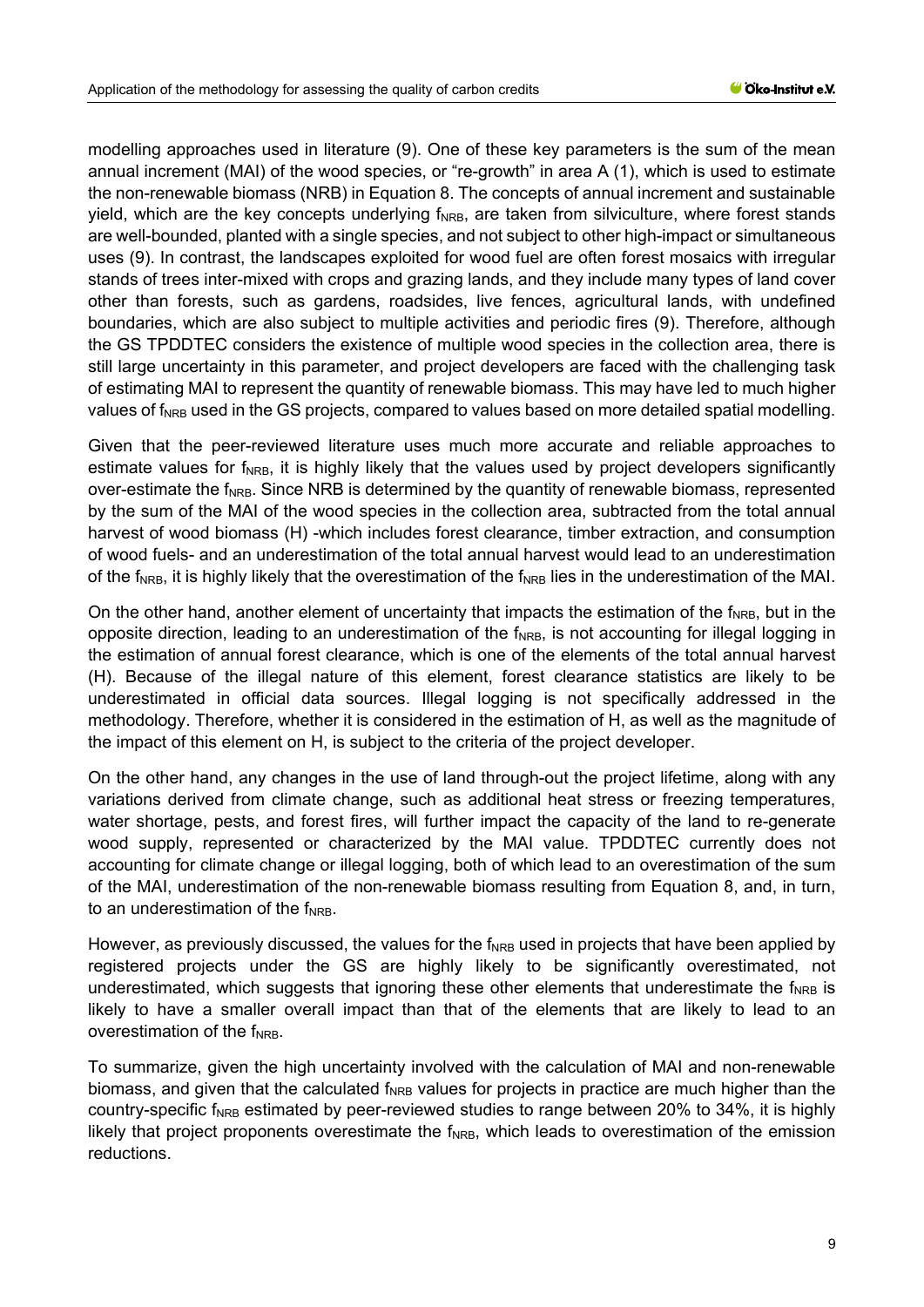modelling approaches used in literature (9). One of these key parameters is the sum of the mean annual increment (MAI) of the wood species, or "re-growth" in area A (1), which is used to estimate the non-renewable biomass (NRB) in Equation 8. The concepts of annual increment and sustainable yield, which are the key concepts underlying $f_{NRB}$, are taken from silviculture, where forest stands are well-bounded, planted with a single species, and not subject to other high-impact or simultaneous uses (9). In contrast, the landscapes exploited for wood fuel are often forest mosaics with irregular stands of trees inter-mixed with crops and grazing lands, and they include many types of land cover other than forests, such as gardens, roadsides, live fences, agricultural lands, with undefined boundaries, which are also subject to multiple activities and periodic fires (9). Therefore, although the GS TPDDTEC considers the existence of multiple wood species in the collection area, there is still large uncertainty in this parameter, and project developers are faced with the challenging task of estimating MAI to represent the quantity of renewable biomass. This may have led to much higher values of $f_{NRB}$ used in the GS projects, compared to values based on more detailed spatial modelling.

Given that the peer-reviewed literature uses much more accurate and reliable approaches to estimate values for $f_{NRB}$, it is highly likely that the values used by project developers significantly over-estimate the $f_{NRB}$. Since NRB is determined by the quantity of renewable biomass, represented by the sum of the MAI of the wood species in the collection area, subtracted from the total annual harvest of wood biomass (H) -which includes forest clearance, timber extraction, and consumption of wood fuels- and an underestimation of the total annual harvest would lead to an underestimation of the $f_{NRB}$, it is highly likely that the overestimation of the $f_{NRB}$ lies in the underestimation of the MAI.

On the other hand, another element of uncertainty that impacts the estimation of the $f_{NRB}$, but in the opposite direction, leading to an underestimation of the $f_{NRB}$, is not accounting for illegal logging in the estimation of annual forest clearance, which is one of the elements of the total annual harvest (H). Because of the illegal nature of this element, forest clearance statistics are likely to be underestimated in official data sources. Illegal logging is not specifically addressed in the methodology. Therefore, whether it is considered in the estimation of H, as well as the magnitude of the impact of this element on H, is subject to the criteria of the project developer.

On the other hand, any changes in the use of land through-out the project lifetime, along with any variations derived from climate change, such as additional heat stress or freezing temperatures, water shortage, pests, and forest fires, will further impact the capacity of the land to re-generate wood supply, represented or characterized by the MAI value. TPDDTEC currently does not accounting for climate change or illegal logging, both of which lead to an overestimation of the sum of the MAI, underestimation of the non-renewable biomass resulting from Equation 8, and, in turn, to an underestimation of the $f_{NRB}$.

However, as previously discussed, the values for the $f_{NRB}$ used in projects that have been applied by registered projects under the GS are highly likely to be significantly overestimated, not underestimated, which suggests that ignoring these other elements that underestimate the $f_{NRB}$ is likely to have a smaller overall impact than that of the elements that are likely to lead to an overestimation of the $f_{NRB}$.

To summarize, given the high uncertainty involved with the calculation of MAI and non-renewable biomass, and given that the calculated $f_{NRB}$ values for projects in practice are much higher than the country-specific $f_{NRB}$ estimated by peer-reviewed studies to range between 20% to 34%, it is highly likely that project proponents overestimate the $f_{NRB}$, which leads to overestimation of the emission reductions.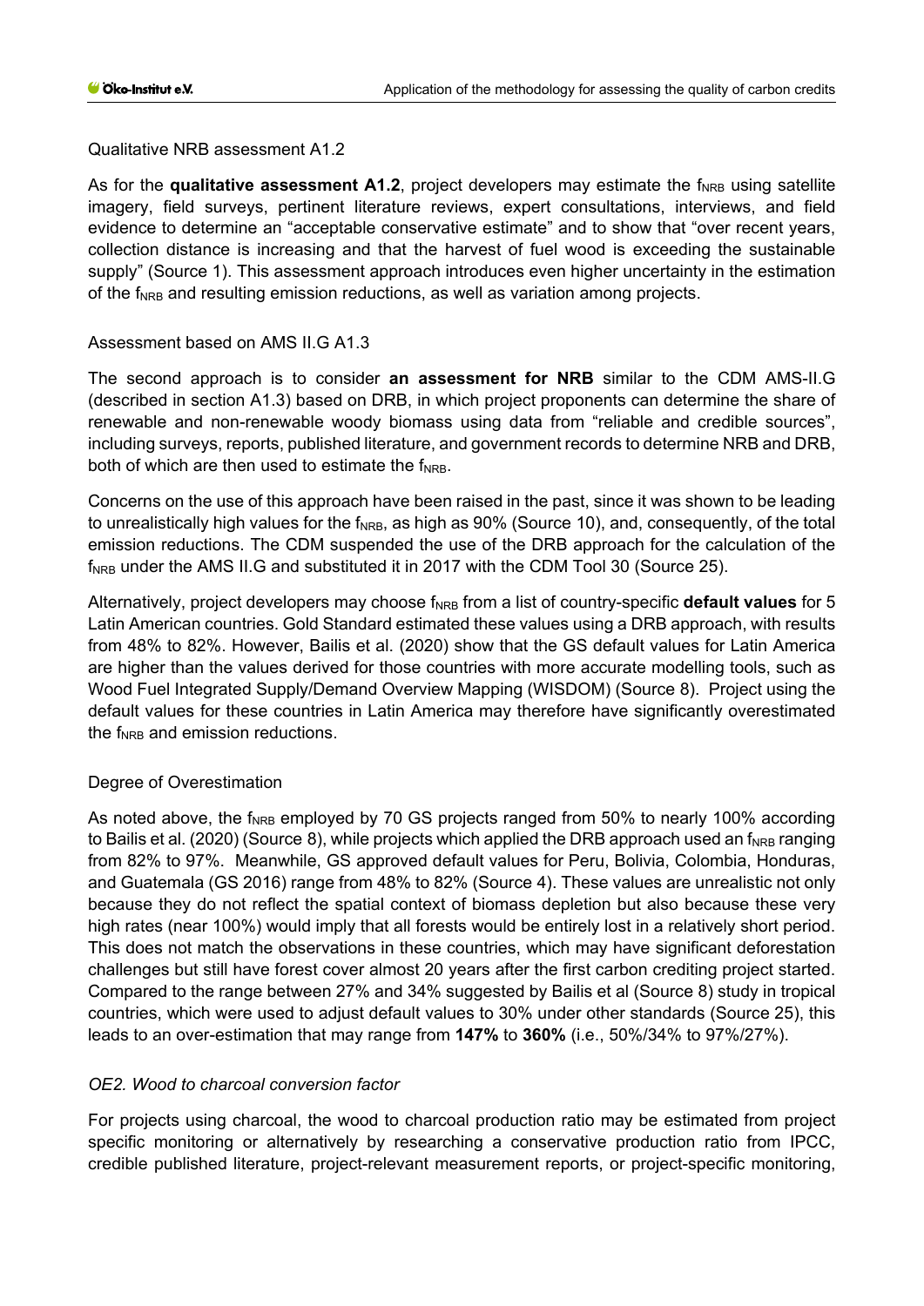Qualitative NRB assessment A1.2

As for the **qualitative assessment A1.2**, project developers may estimate the $f_{NRB}$ using satellite imagery, field surveys, pertinent literature reviews, expert consultations, interviews, and field evidence to determine an "acceptable conservative estimate" and to show that "over recent years, collection distance is increasing and that the harvest of fuel wood is exceeding the sustainable supply" (Source 1). This assessment approach introduces even higher uncertainty in the estimation of the $f_{NRB}$ and resulting emission reductions, as well as variation among projects.

Assessment based on AMS II.G A1.3

The second approach is to consider **an assessment for NRB** similar to the CDM AMS-II.G (described in section A1.3) based on DRB, in which project proponents can determine the share of renewable and non-renewable woody biomass using data from "reliable and credible sources", including surveys, reports, published literature, and government records to determine NRB and DRB, both of which are then used to estimate the $f_{NRB}$.

Concerns on the use of this approach have been raised in the past, since it was shown to be leading to unrealistically high values for the $f_{NRB}$, as high as 90% (Source 10), and, consequently, of the total emission reductions. The CDM suspended the use of the DRB approach for the calculation of the $f_{NRB}$ under the AMS II.G and substituted it in 2017 with the CDM Tool 30 (Source 25).

Alternatively, project developers may choose $f_{NRB}$ from a list of country-specific **default values** for 5 Latin American countries. Gold Standard estimated these values using a DRB approach, with results from 48% to 82%. However, Bailis et al. (2020) show that the GS default values for Latin America are higher than the values derived for those countries with more accurate modelling tools, such as Wood Fuel Integrated Supply/Demand Overview Mapping (WISDOM) (Source 8). Project using the default values for these countries in Latin America may therefore have significantly overestimated the $f_{NRB}$ and emission reductions.

Degree of Overestimation

As noted above, the $f_{NRB}$ employed by 70 GS projects ranged from 50% to nearly 100% according to Bailis et al. (2020) (Source 8), while projects which applied the DRB approach used an $f_{NRB}$ ranging from 82% to 97%. Meanwhile, GS approved default values for Peru, Bolivia, Colombia, Honduras, and Guatemala (GS 2016) range from 48% to 82% (Source 4). These values are unrealistic not only because they do not reflect the spatial context of biomass depletion but also because these very high rates (near 100%) would imply that all forests would be entirely lost in a relatively short period. This does not match the observations in these countries, which may have significant deforestation challenges but still have forest cover almost 20 years after the first carbon crediting project started. Compared to the range between 27% and 34% suggested by Bailis et al (Source 8) study in tropical countries, which were used to adjust default values to 30% under other standards (Source 25), this leads to an over-estimation that may range from **147%** to **360%** (i.e., 50%/34% to 97%/27%).

*OE2. Wood to charcoal conversion factor*

For projects using charcoal, the wood to charcoal production ratio may be estimated from project specific monitoring or alternatively by researching a conservative production ratio from IPCC, credible published literature, project-relevant measurement reports, or project-specific monitoring,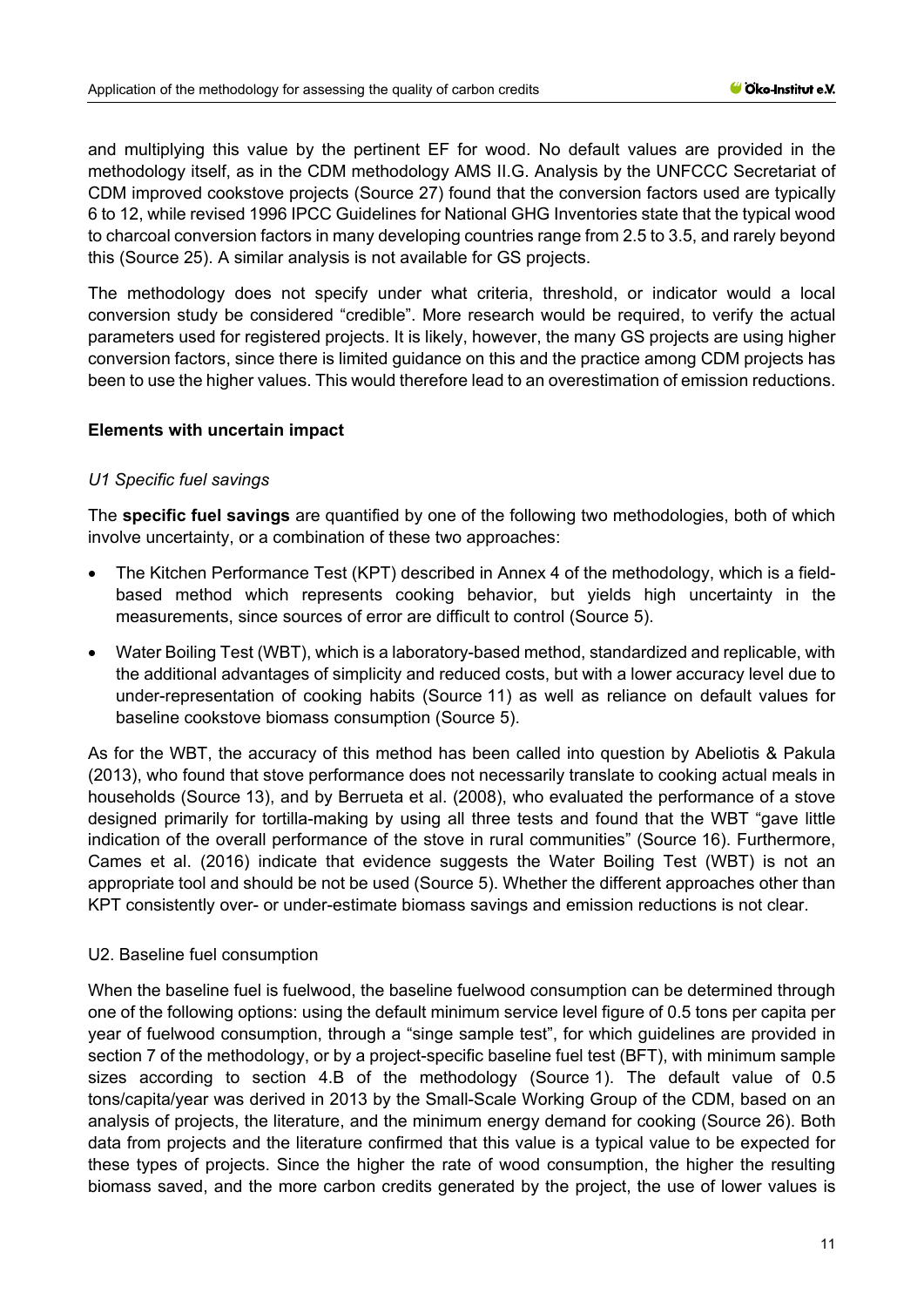and multiplying this value by the pertinent EF for wood. No default values are provided in the methodology itself, as in the CDM methodology AMS II.G. Analysis by the UNFCCC Secretariat of CDM improved cookstove projects (Source 27) found that the conversion factors used are typically 6 to 12, while revised 1996 IPCC Guidelines for National GHG Inventories state that the typical wood to charcoal conversion factors in many developing countries range from 2.5 to 3.5, and rarely beyond this (Source 25). A similar analysis is not available for GS projects.

The methodology does not specify under what criteria, threshold, or indicator would a local conversion study be considered "credible". More research would be required, to verify the actual parameters used for registered projects. It is likely, however, the many GS projects are using higher conversion factors, since there is limited guidance on this and the practice among CDM projects has been to use the higher values. This would therefore lead to an overestimation of emission reductions.

**Elements with uncertain impact**

*U1 Specific fuel savings*

The **specific fuel savings** are quantified by one of the following two methodologies, both of which involve uncertainty, or a combination of these two approaches:

- The Kitchen Performance Test (KPT) described in Annex 4 of the methodology, which is a field-based method which represents cooking behavior, but yields high uncertainty in the measurements, since sources of error are difficult to control (Source 5).
- Water Boiling Test (WBT), which is a laboratory-based method, standardized and replicable, with the additional advantages of simplicity and reduced costs, but with a lower accuracy level due to under-representation of cooking habits (Source 11) as well as reliance on default values for baseline cookstove biomass consumption (Source 5).

As for the WBT, the accuracy of this method has been called into question by Abeliotis & Pakula (2013), who found that stove performance does not necessarily translate to cooking actual meals in households (Source 13), and by Berrueta et al. (2008), who evaluated the performance of a stove designed primarily for tortilla-making by using all three tests and found that the WBT "gave little indication of the overall performance of the stove in rural communities" (Source 16). Furthermore, Cames et al. (2016) indicate that evidence suggests the Water Boiling Test (WBT) is not an appropriate tool and should be not be used (Source 5). Whether the different approaches other than KPT consistently over- or under-estimate biomass savings and emission reductions is not clear.

U2. Baseline fuel consumption

When the baseline fuel is fuelwood, the baseline fuelwood consumption can be determined through one of the following options: using the default minimum service level figure of 0.5 tons per capita per year of fuelwood consumption, through a "singe sample test", for which guidelines are provided in section 7 of the methodology, or by a project-specific baseline fuel test (BFT), with minimum sample sizes according to section 4.B of the methodology (Source 1). The default value of 0.5 tons/capita/year was derived in 2013 by the Small-Scale Working Group of the CDM, based on an analysis of projects, the literature, and the minimum energy demand for cooking (Source 26). Both data from projects and the literature confirmed that this value is a typical value to be expected for these types of projects. Since the higher the rate of wood consumption, the higher the resulting biomass saved, and the more carbon credits generated by the project, the use of lower values is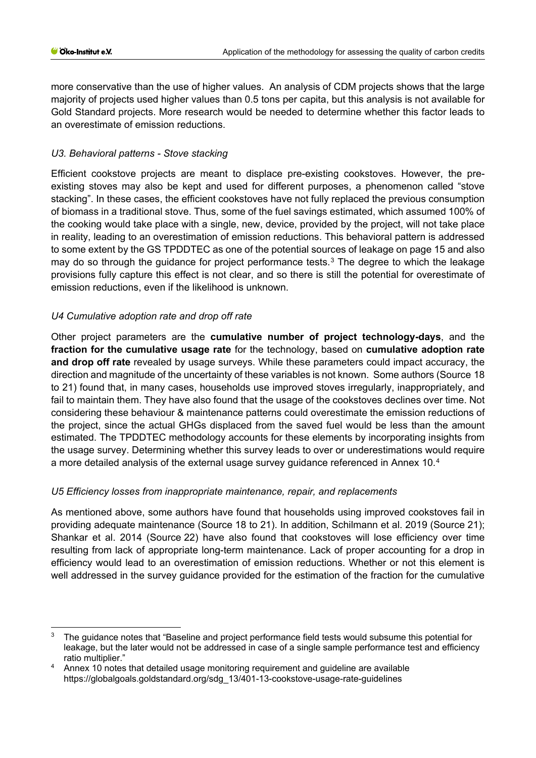more conservative than the use of higher values. An analysis of CDM projects shows that the large majority of projects used higher values than 0.5 tons per capita, but this analysis is not available for Gold Standard projects. More research would be needed to determine whether this factor leads to an overestimate of emission reductions.

### *U3. Behavioral patterns - Stove stacking*

Efficient cookstove projects are meant to displace pre-existing cookstoves. However, the pre-existing stoves may also be kept and used for different purposes, a phenomenon called "stove stacking". In these cases, the efficient cookstoves have not fully replaced the previous consumption of biomass in a traditional stove. Thus, some of the fuel savings estimated, which assumed 100% of the cooking would take place with a single, new, device, provided by the project, will not take place in reality, leading to an overestimation of emission reductions. This behavioral pattern is addressed to some extent by the GS TPDDTEC as one of the potential sources of leakage on page 15 and also may do so through the guidance for project performance tests.[3] The degree to which the leakage provisions fully capture this effect is not clear, and so there is still the potential for overestimate of emission reductions, even if the likelihood is unknown.

### *U4 Cumulative adoption rate and drop off rate*

Other project parameters are the **cumulative number of project technology-days**, and the **fraction for the cumulative usage rate** for the technology, based on **cumulative adoption rate and drop off rate** revealed by usage surveys. While these parameters could impact accuracy, the direction and magnitude of the uncertainty of these variables is not known. Some authors (Source 18 to 21) found that, in many cases, households use improved stoves irregularly, inappropriately, and fail to maintain them. They have also found that the usage of the cookstoves declines over time. Not considering these behaviour & maintenance patterns could overestimate the emission reductions of the project, since the actual GHGs displaced from the saved fuel would be less than the amount estimated. The TPDDTEC methodology accounts for these elements by incorporating insights from the usage survey. Determining whether this survey leads to over or underestimations would require a more detailed analysis of the external usage survey guidance referenced in Annex 10.[4]

### *U5 Efficiency losses from inappropriate maintenance, repair, and replacements*

As mentioned above, some authors have found that households using improved cookstoves fail in providing adequate maintenance (Source 18 to 21). In addition, Schilmann et al. 2019 (Source 21); Shankar et al. 2014 (Source 22) have also found that cookstoves will lose efficiency over time resulting from lack of appropriate long-term maintenance. Lack of proper accounting for a drop in efficiency would lead to an overestimation of emission reductions. Whether or not this element is well addressed in the survey guidance provided for the estimation of the fraction for the cumulative

---

[3] The guidance notes that "Baseline and project performance field tests would subsume this potential for leakage, but the later would not be addressed in case of a single sample performance test and efficiency ratio multiplier."

[4] Annex 10 notes that detailed usage monitoring requirement and guideline are available https://globalgoals.goldstandard.org/sdg_13/401-13-cookstove-usage-rate-guidelines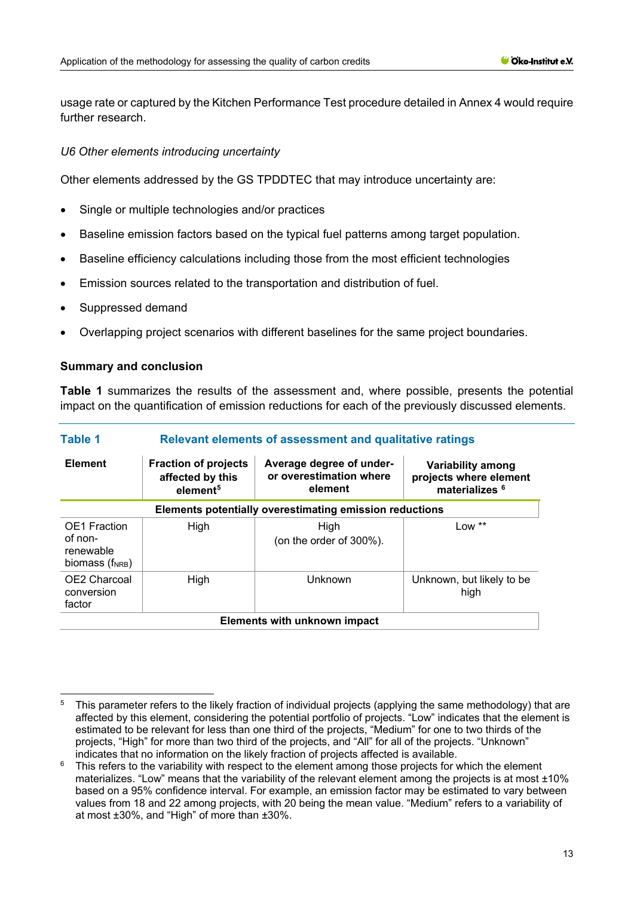usage rate or captured by the Kitchen Performance Test procedure detailed in Annex 4 would require further research.

*U6 Other elements introducing uncertainty*

Other elements addressed by the GS TPDDTEC that may introduce uncertainty are:

- Single or multiple technologies and/or practices
- Baseline emission factors based on the typical fuel patterns among target population.
- Baseline efficiency calculations including those from the most efficient technologies
- Emission sources related to the transportation and distribution of fuel.
- Suppressed demand
- Overlapping project scenarios with different baselines for the same project boundaries.

**Summary and conclusion**

**Table 1** summarizes the results of the assessment and, where possible, presents the potential impact on the quantification of emission reductions for each of the previously discussed elements.

**Table 1 Relevant elements of assessment and qualitative ratings**

| Element | Fraction of projects affected by this element[5] | Average degree of under- or overestimation where element | Variability among projects where element materializes [6] |
|---|---|---|---|
| **Elements potentially overestimating emission reductions** | | | |
| OE1 Fraction of non-renewable biomass ($f_{NRB}$) | High | High (on the order of 300%). | Low ** |
| OE2 Charcoal conversion factor | High | Unknown | Unknown, but likely to be high |
| **Elements with unknown impact** | | | |

[5] This parameter refers to the likely fraction of individual projects (applying the same methodology) that are affected by this element, considering the potential portfolio of projects. "Low" indicates that the element is estimated to be relevant for less than one third of the projects, "Medium" for one to two thirds of the projects, "High" for more than two third of the projects, and "All" for all of the projects. "Unknown" indicates that no information on the likely fraction of projects affected is available.

[6] This refers to the variability with respect to the element among those projects for which the element materializes. "Low" means that the variability of the relevant element among the projects is at most ±10% based on a 95% confidence interval. For example, an emission factor may be estimated to vary between values from 18 and 22 among projects, with 20 being the mean value. "Medium" refers to a variability of at most ±30%, and "High" of more than ±30%.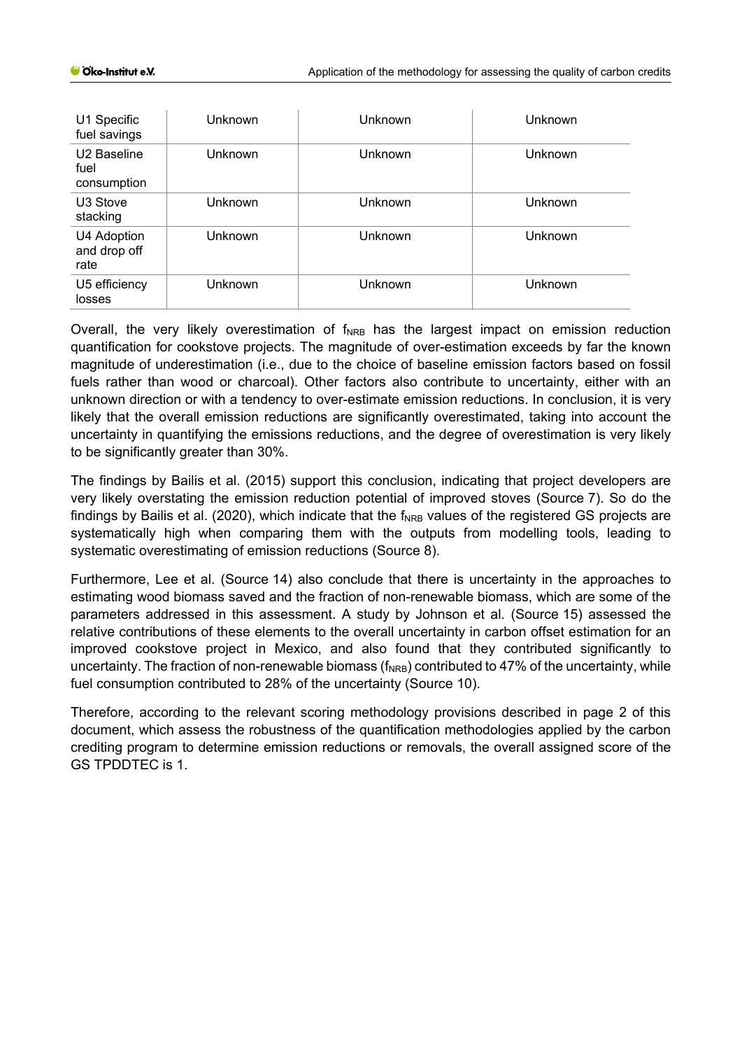| | | | |
|---|---|---|---|
| U1 Specific fuel savings | Unknown | Unknown | Unknown |
| U2 Baseline fuel consumption | Unknown | Unknown | Unknown |
| U3 Stove stacking | Unknown | Unknown | Unknown |
| U4 Adoption and drop off rate | Unknown | Unknown | Unknown |
| U5 efficiency losses | Unknown | Unknown | Unknown |

Overall, the very likely overestimation of $f_{NRB}$ has the largest impact on emission reduction quantification for cookstove projects. The magnitude of over-estimation exceeds by far the known magnitude of underestimation (i.e., due to the choice of baseline emission factors based on fossil fuels rather than wood or charcoal). Other factors also contribute to uncertainty, either with an unknown direction or with a tendency to over-estimate emission reductions. In conclusion, it is very likely that the overall emission reductions are significantly overestimated, taking into account the uncertainty in quantifying the emissions reductions, and the degree of overestimation is very likely to be significantly greater than 30%.

The findings by Bailis et al. (2015) support this conclusion, indicating that project developers are very likely overstating the emission reduction potential of improved stoves (Source 7). So do the findings by Bailis et al. (2020), which indicate that the $f_{NRB}$ values of the registered GS projects are systematically high when comparing them with the outputs from modelling tools, leading to systematic overestimating of emission reductions (Source 8).

Furthermore, Lee et al. (Source 14) also conclude that there is uncertainty in the approaches to estimating wood biomass saved and the fraction of non-renewable biomass, which are some of the parameters addressed in this assessment. A study by Johnson et al. (Source 15) assessed the relative contributions of these elements to the overall uncertainty in carbon offset estimation for an improved cookstove project in Mexico, and also found that they contributed significantly to uncertainty. The fraction of non-renewable biomass ($f_{NRB}$) contributed to 47% of the uncertainty, while fuel consumption contributed to 28% of the uncertainty (Source 10).

Therefore, according to the relevant scoring methodology provisions described in page 2 of this document, which assess the robustness of the quantification methodologies applied by the carbon crediting program to determine emission reductions or removals, the overall assigned score of the GS TPDDTEC is 1.